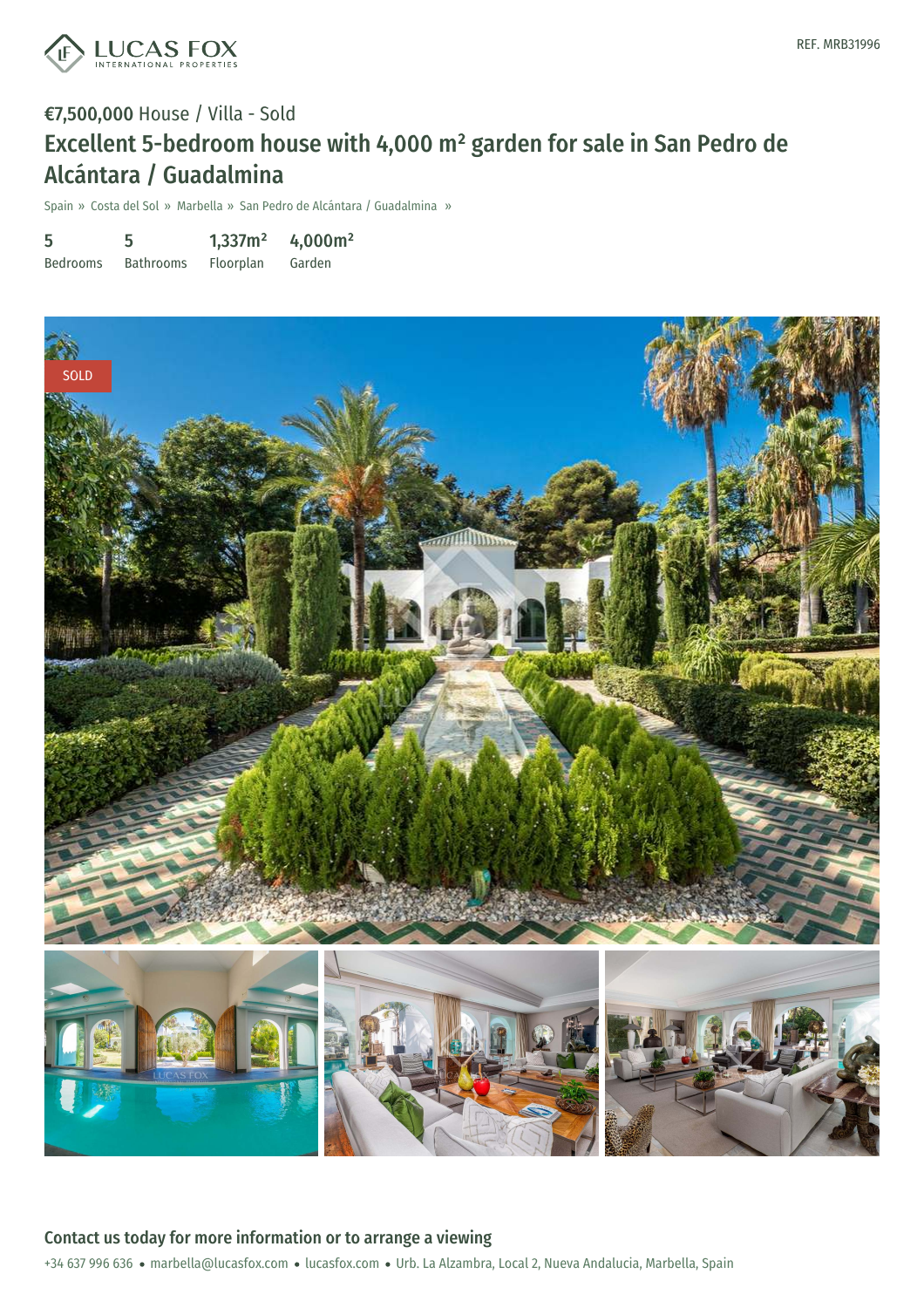LUCAS FOX
INTERNATIONAL PROPERTIES

REF. MRB31996

**€7,500,000** House / Villa - Sold

# Excellent 5-bedroom house with 4,000 m² garden for sale in San Pedro de Alcántara / Guadalmina

Spain » Costa del Sol » Marbella » San Pedro de Alcántara / Guadalmina »

| 5 | 5 | 1,337m² | 4,000m² |
|---|---|---|---|
| Bedrooms | Bathrooms | Floorplan | Garden |

SOLD

## Contact us today for more information or to arrange a viewing

+34 637 996 636 • marbella@lucasfox.com • lucasfox.com • Urb. La Alzambra, Local 2, Nueva Andalucia, Marbella, Spain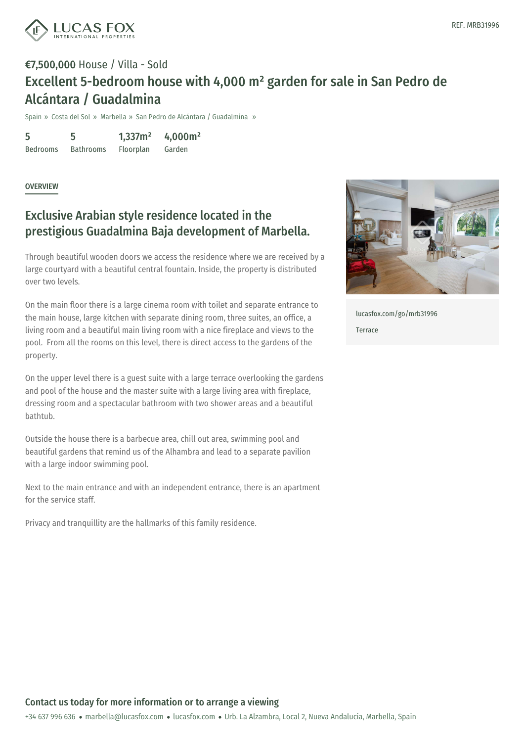REF. MRB31996

**€7,500,000** House / Villa - Sold

# Excellent 5-bedroom house with 4,000 m² garden for sale in San Pedro de Alcántara / Guadalmina

Spain » Costa del Sol » Marbella » San Pedro de Alcántara / Guadalmina »

| 5 | 5 | 1,337m² | 4,000m² |
|---|---|---|---|
| Bedrooms | Bathrooms | Floorplan | Garden |

**OVERVIEW**

## Exclusive Arabian style residence located in the prestigious Guadalmina Baja development of Marbella.

Through beautiful wooden doors we access the residence where we are received by a large courtyard with a beautiful central fountain. Inside, the property is distributed over two levels.

On the main floor there is a large cinema room with toilet and separate entrance to the main house, large kitchen with separate dining room, three suites, an office, a living room and a beautiful main living room with a nice fireplace and views to the pool. From all the rooms on this level, there is direct access to the gardens of the property.

On the upper level there is a guest suite with a large terrace overlooking the gardens and pool of the house and the master suite with a large living area with fireplace, dressing room and a spectacular bathroom with two shower areas and a beautiful bathtub.

Outside the house there is a barbecue area, chill out area, swimming pool and beautiful gardens that remind us of the Alhambra and lead to a separate pavilion with a large indoor swimming pool.

Next to the main entrance and with an independent entrance, there is an apartment for the service staff.

Privacy and tranquillity are the hallmarks of this family residence.

lucasfox.com/go/mrb31996

Terrace

**Contact us today for more information or to arrange a viewing**

+34 637 996 636 • marbella@lucasfox.com • lucasfox.com • Urb. La Alzambra, Local 2, Nueva Andalucia, Marbella, Spain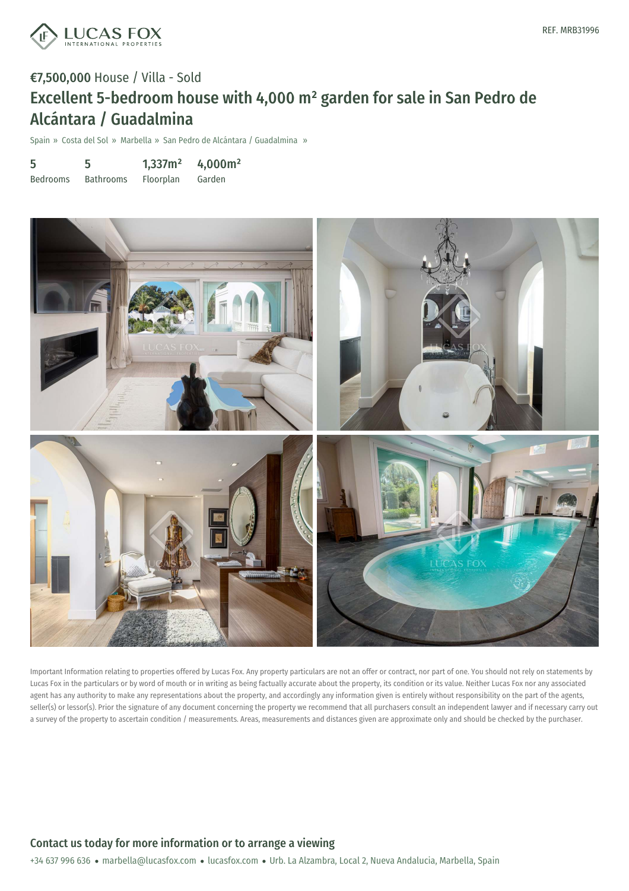REF. MRB31996

**€7,500,000** House / Villa - Sold

# Excellent 5-bedroom house with 4,000 m² garden for sale in San Pedro de Alcántara / Guadalmina

Spain » Costa del Sol » Marbella » San Pedro de Alcántara / Guadalmina »

| 5 | 5 | 1,337m² | 4,000m² |
|---|---|---|---|
| Bedrooms | Bathrooms | Floorplan | Garden |

Important Information relating to properties offered by Lucas Fox. Any property particulars are not an offer or contract, nor part of one. You should not rely on statements by Lucas Fox in the particulars or by word of mouth or in writing as being factually accurate about the property, its condition or its value. Neither Lucas Fox nor any associated agent has any authority to make any representations about the property, and accordingly any information given is entirely without responsibility on the part of the agents, seller(s) or lessor(s). Prior the signature of any document concerning the property we recommend that all purchasers consult an independent lawyer and if necessary carry out a survey of the property to ascertain condition / measurements. Areas, measurements and distances given are approximate only and should be checked by the purchaser.

## Contact us today for more information or to arrange a viewing

+34 637 996 636 • marbella@lucasfox.com • lucasfox.com • Urb. La Alzambra, Local 2, Nueva Andalucia, Marbella, Spain